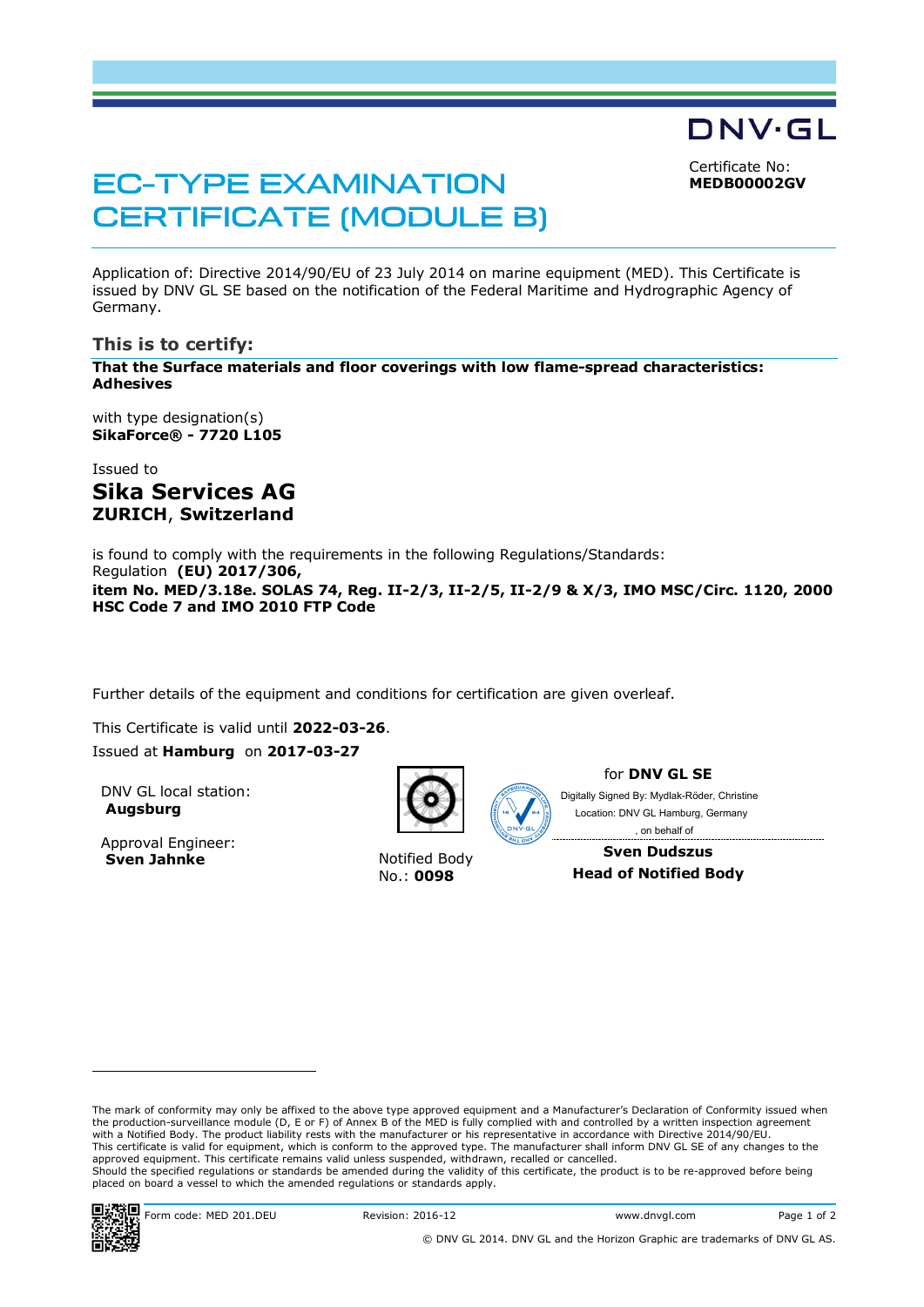DNV·GL

# EC-TYPE EXAMINATION CERTIFICATE (MODULE B)

Certificate No:
**MEDB00002GV**

Application of: Directive 2014/90/EU of 23 July 2014 on marine equipment (MED). This Certificate is issued by DNV GL SE based on the notification of the Federal Maritime and Hydrographic Agency of Germany.

## This is to certify:

**That the Surface materials and floor coverings with low flame-spread characteristics: Adhesives**

with type designation(s)
**SikaForce® - 7720 L105**

Issued to

## Sika Services AG
**ZURICH**, **Switzerland**

is found to comply with the requirements in the following Regulations/Standards:
Regulation **(EU) 2017/306,**
**item No. MED/3.18e. SOLAS 74, Reg. II-2/3, II-2/5, II-2/9 & X/3, IMO MSC/Circ. 1120, 2000 HSC Code 7 and IMO 2010 FTP Code**

Further details of the equipment and conditions for certification are given overleaf.

This Certificate is valid until **2022-03-26**.
Issued at **Hamburg** on **2017-03-27**

DNV GL local station:
**Augsburg**

Approval Engineer:
**Sven Jahnke**

Notified Body
No.: **0098**

for **DNV GL SE**

Digitally Signed By: Mydlak-Röder, Christine
Location: DNV GL Hamburg, Germany
, on behalf of

**Sven Dudszus**
**Head of Notified Body**

The mark of conformity may only be affixed to the above type approved equipment and a Manufacturer's Declaration of Conformity issued when the production-surveillance module (D, E or F) of Annex B of the MED is fully complied with and controlled by a written inspection agreement with a Notified Body. The product liability rests with the manufacturer or his representative in accordance with Directive 2014/90/EU.
This certificate is valid for equipment, which is conform to the approved type. The manufacturer shall inform DNV GL SE of any changes to the approved equipment. This certificate remains valid unless suspended, withdrawn, recalled or cancelled.
Should the specified regulations or standards be amended during the validity of this certificate, the product is to be re-approved before being placed on board a vessel to which the amended regulations or standards apply.

Form code: MED 201.DEU | Revision: 2016-12 | www.dnvgl.com

© DNV GL 2014. DNV GL and the Horizon Graphic are trademarks of DNV GL AS.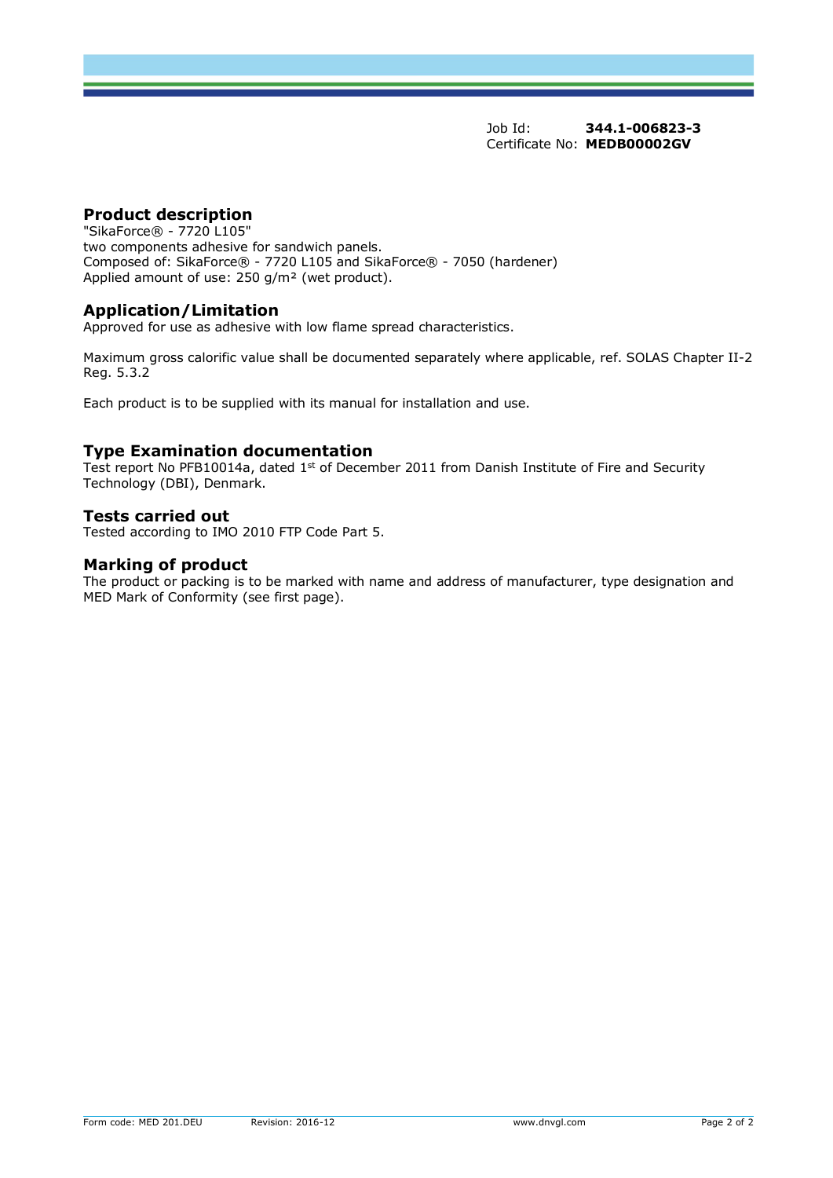Job Id: **344.1-006823-3**
Certificate No: **MEDB00002GV**

## Product description

"SikaForce® - 7720 L105"
two components adhesive for sandwich panels.
Composed of: SikaForce® - 7720 L105 and SikaForce® - 7050 (hardener)
Applied amount of use: 250 g/m² (wet product).

## Application/Limitation

Approved for use as adhesive with low flame spread characteristics.

Maximum gross calorific value shall be documented separately where applicable, ref. SOLAS Chapter II-2 Reg. 5.3.2

Each product is to be supplied with its manual for installation and use.

## Type Examination documentation

Test report No PFB10014a, dated 1st of December 2011 from Danish Institute of Fire and Security Technology (DBI), Denmark.

## Tests carried out

Tested according to IMO 2010 FTP Code Part 5.

## Marking of product

The product or packing is to be marked with name and address of manufacturer, type designation and MED Mark of Conformity (see first page).